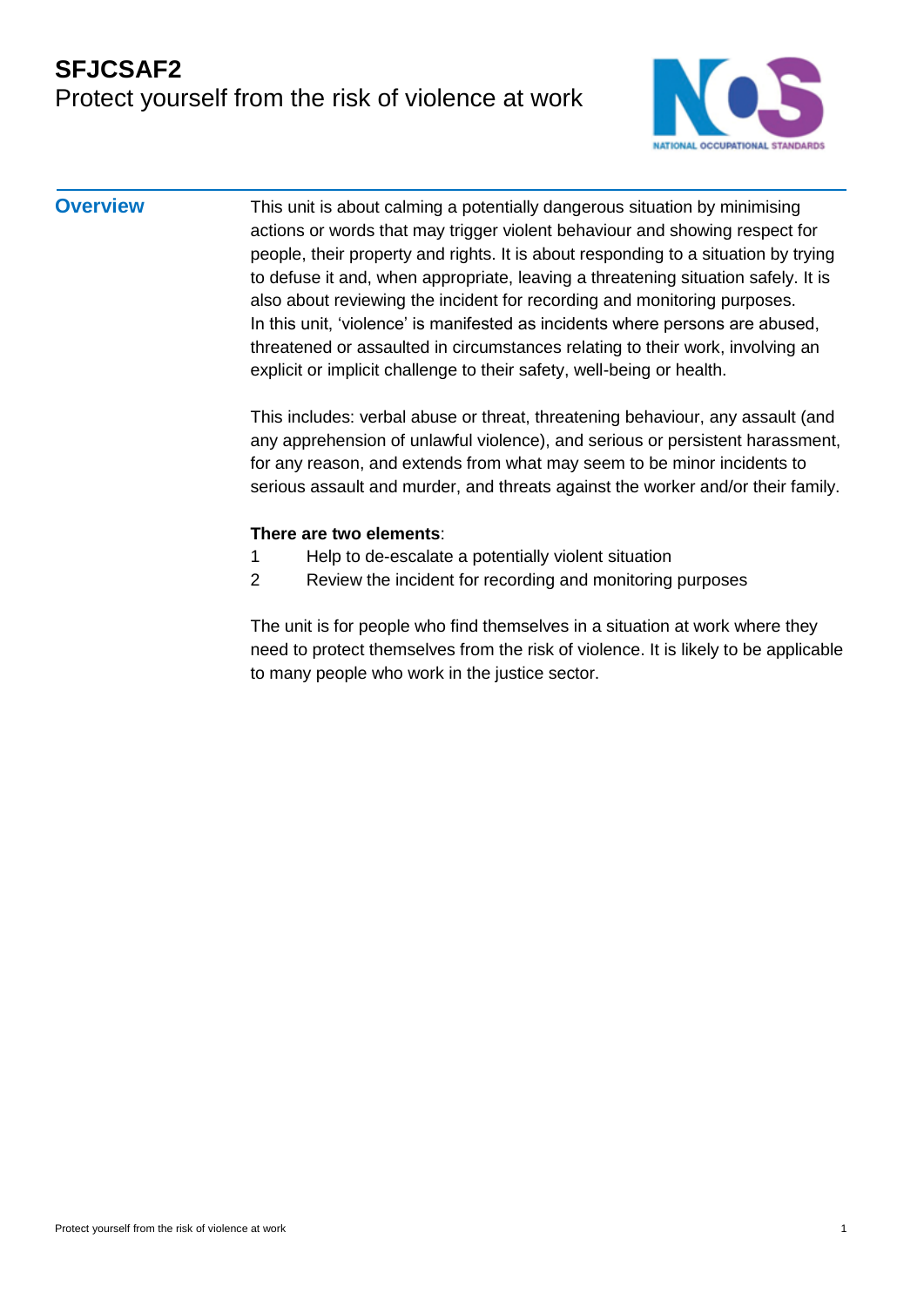# SFJCSAF2
Protect yourself from the risk of violence at work

## Overview

This unit is about calming a potentially dangerous situation by minimising actions or words that may trigger violent behaviour and showing respect for people, their property and rights. It is about responding to a situation by trying to defuse it and, when appropriate, leaving a threatening situation safely. It is also about reviewing the incident for recording and monitoring purposes.
In this unit, 'violence' is manifested as incidents where persons are abused, threatened or assaulted in circumstances relating to their work, involving an explicit or implicit challenge to their safety, well-being or health.

This includes: verbal abuse or threat, threatening behaviour, any assault (and any apprehension of unlawful violence), and serious or persistent harassment, for any reason, and extends from what may seem to be minor incidents to serious assault and murder, and threats against the worker and/or their family.

**There are two elements**:

1. Help to de-escalate a potentially violent situation
2. Review the incident for recording and monitoring purposes

The unit is for people who find themselves in a situation at work where they need to protect themselves from the risk of violence. It is likely to be applicable to many people who work in the justice sector.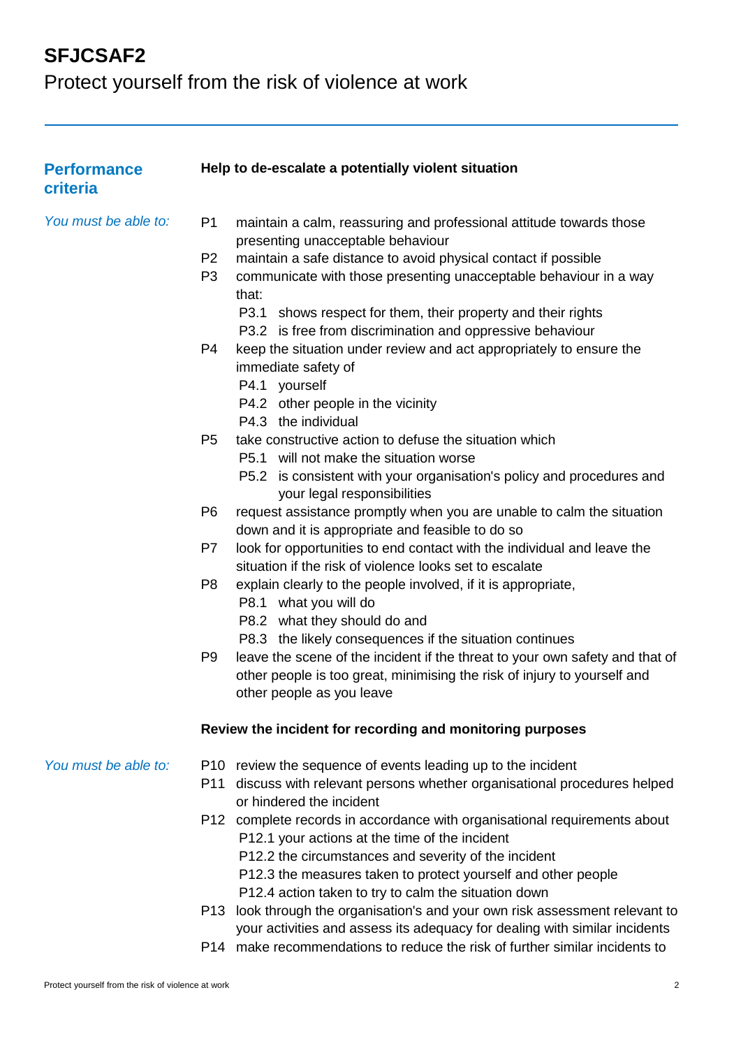# SFJCSAF2

## Protect yourself from the risk of violence at work

## Performance criteria

### Help to de-escalate a potentially violent situation

*You must be able to:*

- P1 maintain a calm, reassuring and professional attitude towards those presenting unacceptable behaviour
- P2 maintain a safe distance to avoid physical contact if possible
- P3 communicate with those presenting unacceptable behaviour in a way that:
  - P3.1 shows respect for them, their property and their rights
  - P3.2 is free from discrimination and oppressive behaviour
- P4 keep the situation under review and act appropriately to ensure the immediate safety of
  - P4.1 yourself
  - P4.2 other people in the vicinity
  - P4.3 the individual
- P5 take constructive action to defuse the situation which
  - P5.1 will not make the situation worse
  - P5.2 is consistent with your organisation's policy and procedures and your legal responsibilities
- P6 request assistance promptly when you are unable to calm the situation down and it is appropriate and feasible to do so
- P7 look for opportunities to end contact with the individual and leave the situation if the risk of violence looks set to escalate
- P8 explain clearly to the people involved, if it is appropriate,
  - P8.1 what you will do
  - P8.2 what they should do and
  - P8.3 the likely consequences if the situation continues
- P9 leave the scene of the incident if the threat to your own safety and that of other people is too great, minimising the risk of injury to yourself and other people as you leave

### Review the incident for recording and monitoring purposes

*You must be able to:*

- P10 review the sequence of events leading up to the incident
- P11 discuss with relevant persons whether organisational procedures helped or hindered the incident
- P12 complete records in accordance with organisational requirements about
  - P12.1 your actions at the time of the incident
  - P12.2 the circumstances and severity of the incident
  - P12.3 the measures taken to protect yourself and other people
  - P12.4 action taken to try to calm the situation down
- P13 look through the organisation's and your own risk assessment relevant to your activities and assess its adequacy for dealing with similar incidents
- P14 make recommendations to reduce the risk of further similar incidents to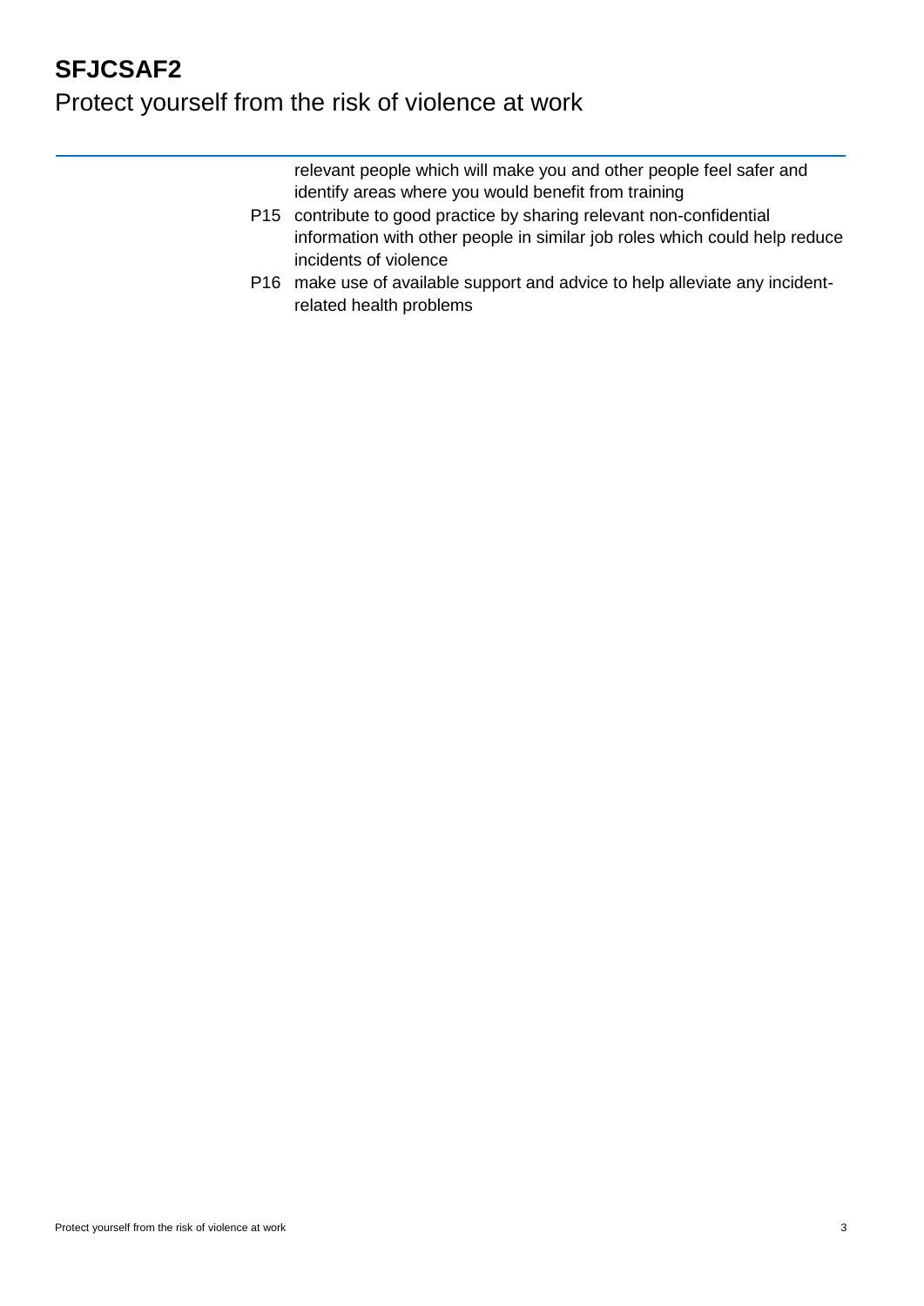relevant people which will make you and other people feel safer and identify areas where you would benefit from training

P15 contribute to good practice by sharing relevant non-confidential information with other people in similar job roles which could help reduce incidents of violence

P16 make use of available support and advice to help alleviate any incident-related health problems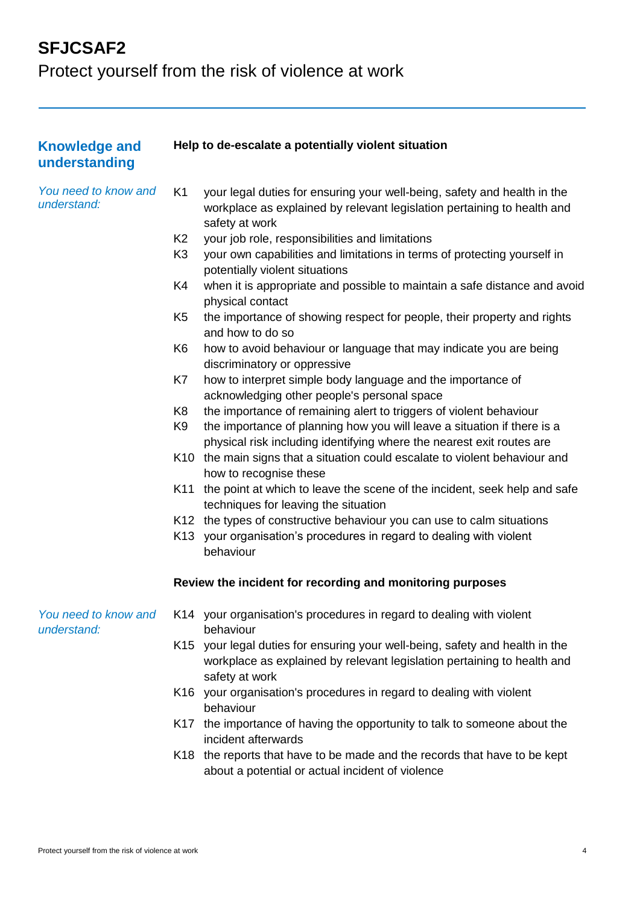# SFJCSAF2

Protect yourself from the risk of violence at work

## Knowledge and understanding

### Help to de-escalate a potentially violent situation

*You need to know and understand:*

- K1 your legal duties for ensuring your well-being, safety and health in the workplace as explained by relevant legislation pertaining to health and safety at work
- K2 your job role, responsibilities and limitations
- K3 your own capabilities and limitations in terms of protecting yourself in potentially violent situations
- K4 when it is appropriate and possible to maintain a safe distance and avoid physical contact
- K5 the importance of showing respect for people, their property and rights and how to do so
- K6 how to avoid behaviour or language that may indicate you are being discriminatory or oppressive
- K7 how to interpret simple body language and the importance of acknowledging other people's personal space
- K8 the importance of remaining alert to triggers of violent behaviour
- K9 the importance of planning how you will leave a situation if there is a physical risk including identifying where the nearest exit routes are
- K10 the main signs that a situation could escalate to violent behaviour and how to recognise these
- K11 the point at which to leave the scene of the incident, seek help and safe techniques for leaving the situation
- K12 the types of constructive behaviour you can use to calm situations
- K13 your organisation's procedures in regard to dealing with violent behaviour

### Review the incident for recording and monitoring purposes

*You need to know and understand:*

- K14 your organisation's procedures in regard to dealing with violent behaviour
- K15 your legal duties for ensuring your well-being, safety and health in the workplace as explained by relevant legislation pertaining to health and safety at work
- K16 your organisation's procedures in regard to dealing with violent behaviour
- K17 the importance of having the opportunity to talk to someone about the incident afterwards
- K18 the reports that have to be made and the records that have to be kept about a potential or actual incident of violence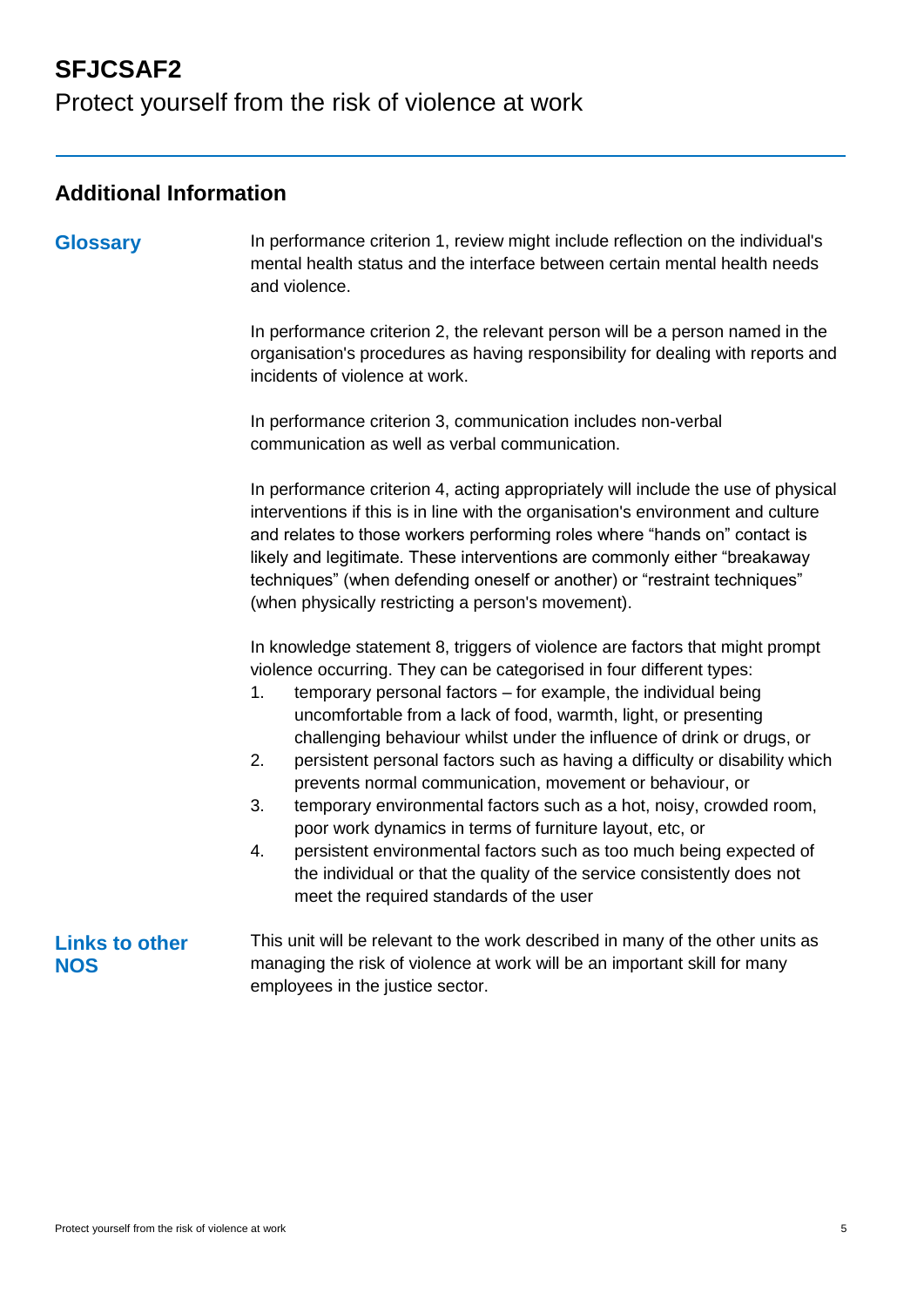# SFJCSAF2

Protect yourself from the risk of violence at work

## Additional Information

### Glossary

In performance criterion 1, review might include reflection on the individual's mental health status and the interface between certain mental health needs and violence.

In performance criterion 2, the relevant person will be a person named in the organisation's procedures as having responsibility for dealing with reports and incidents of violence at work.

In performance criterion 3, communication includes non-verbal communication as well as verbal communication.

In performance criterion 4, acting appropriately will include the use of physical interventions if this is in line with the organisation's environment and culture and relates to those workers performing roles where "hands on" contact is likely and legitimate. These interventions are commonly either "breakaway techniques" (when defending oneself or another) or "restraint techniques" (when physically restricting a person's movement).

In knowledge statement 8, triggers of violence are factors that might prompt violence occurring. They can be categorised in four different types:

1. temporary personal factors – for example, the individual being uncomfortable from a lack of food, warmth, light, or presenting challenging behaviour whilst under the influence of drink or drugs, or
2. persistent personal factors such as having a difficulty or disability which prevents normal communication, movement or behaviour, or
3. temporary environmental factors such as a hot, noisy, crowded room, poor work dynamics in terms of furniture layout, etc, or
4. persistent environmental factors such as too much being expected of the individual or that the quality of the service consistently does not meet the required standards of the user

### Links to other NOS

This unit will be relevant to the work described in many of the other units as managing the risk of violence at work will be an important skill for many employees in the justice sector.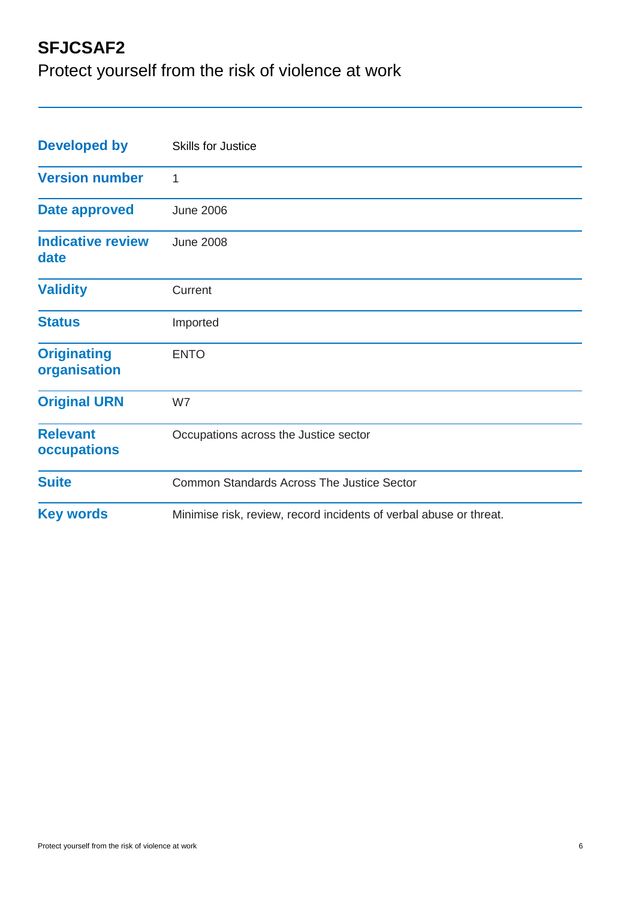# SFJCSAF2

Protect yourself from the risk of violence at work

| | |
|---|---|
| **Developed by** | Skills for Justice |
| **Version number** | 1 |
| **Date approved** | June 2006 |
| **Indicative review date** | June 2008 |
| **Validity** | Current |
| **Status** | Imported |
| **Originating organisation** | ENTO |
| **Original URN** | W7 |
| **Relevant occupations** | Occupations across the Justice sector |
| **Suite** | Common Standards Across The Justice Sector |
| **Key words** | Minimise risk, review, record incidents of verbal abuse or threat. |